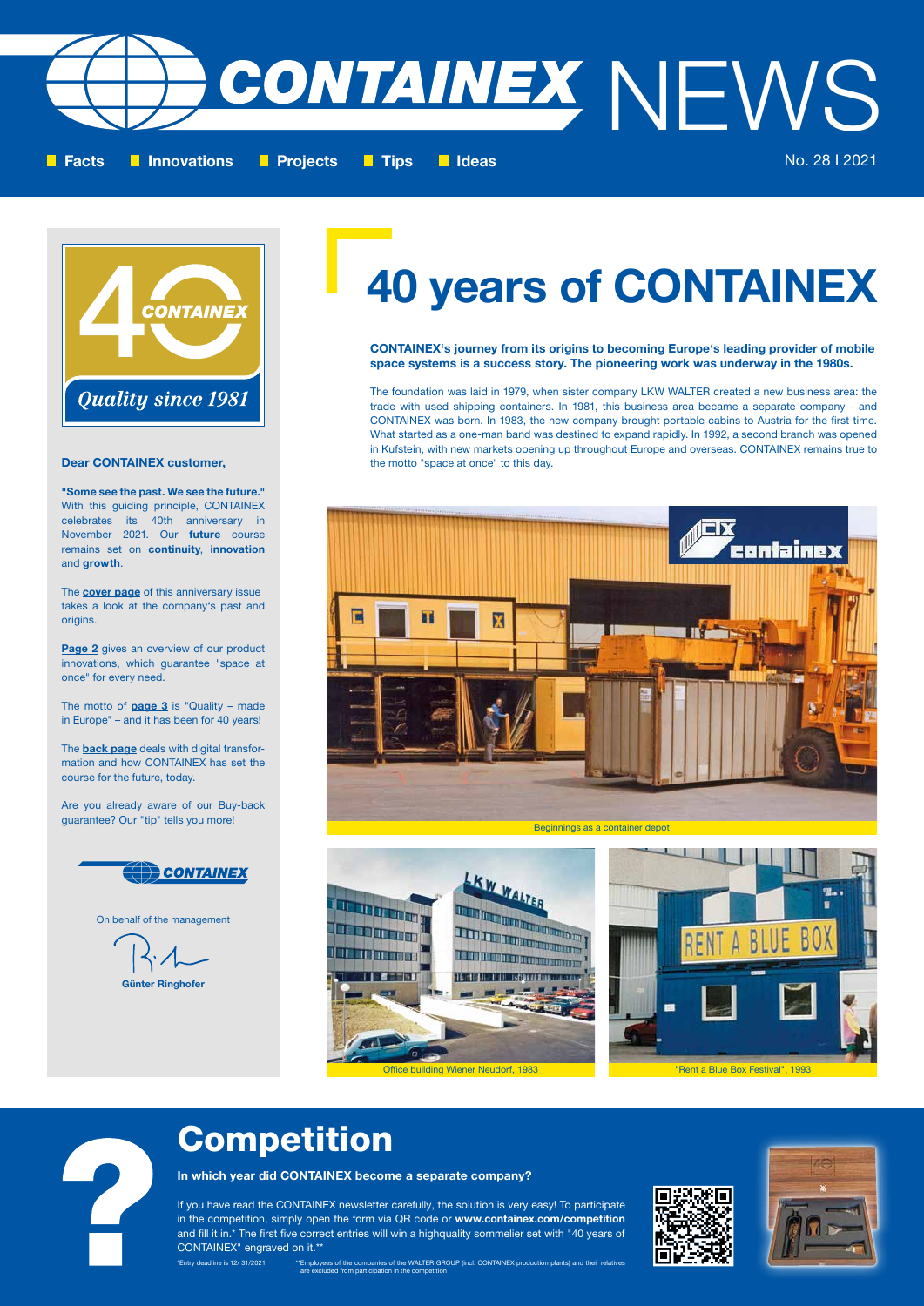# CONTAINEX NEWS

Facts | Innovations | Projects | Tips | Ideas

No. 28 I 2021

40 CONTAINEX

*Quality since 1981*

**Dear CONTAINEX customer,**

**"Some see the past. We see the future."** With this guiding principle, CONTAINEX celebrates its 40th anniversary in November 2021. Our **future** course remains set on **continuity**, **innovation** and **growth**.

The **cover page** of this anniversary issue takes a look at the company's past and origins.

**Page 2** gives an overview of our product innovations, which guarantee "space at once" for every need.

The motto of **page 3** is "Quality – made in Europe" – and it has been for 40 years!

The **back page** deals with digital transformation and how CONTAINEX has set the course for the future, today.

Are you already aware of our Buy-back guarantee? Our "tip" tells you more!

CONTAINEX

On behalf of the management

**Günter Ringhofer**

# 40 years of CONTAINEX

**CONTAINEX's journey from its origins to becoming Europe's leading provider of mobile space systems is a success story. The pioneering work was underway in the 1980s.**

The foundation was laid in 1979, when sister company LKW WALTER created a new business area: the trade with used shipping containers. In 1981, this business area became a separate company - and CONTAINEX was born. In 1983, the new company brought portable cabins to Austria for the first time. What started as a one-man band was destined to expand rapidly. In 1992, a second branch was opened in Kufstein, with new markets opening up throughout Europe and overseas. CONTAINEX remains true to the motto "space at once" to this day.

Beginnings as a container depot

Office building Wiener Neudorf, 1983

"Rent a Blue Box Festival", 1993

## Competition

**In which year did CONTAINEX become a separate company?**

If you have read the CONTAINEX newsletter carefully, the solution is very easy! To participate in the competition, simply open the form via QR code or **www.containex.com/competition** and fill it in.* The first five correct entries will win a highquality sommelier set with "40 years of CONTAINEX" engraved on it.**

*Entry deadline is 12/ 31/2021

**Employees of the companies of the WALTER GROUP (incl. CONTAINEX production plants) and their relatives are excluded from participation in the competition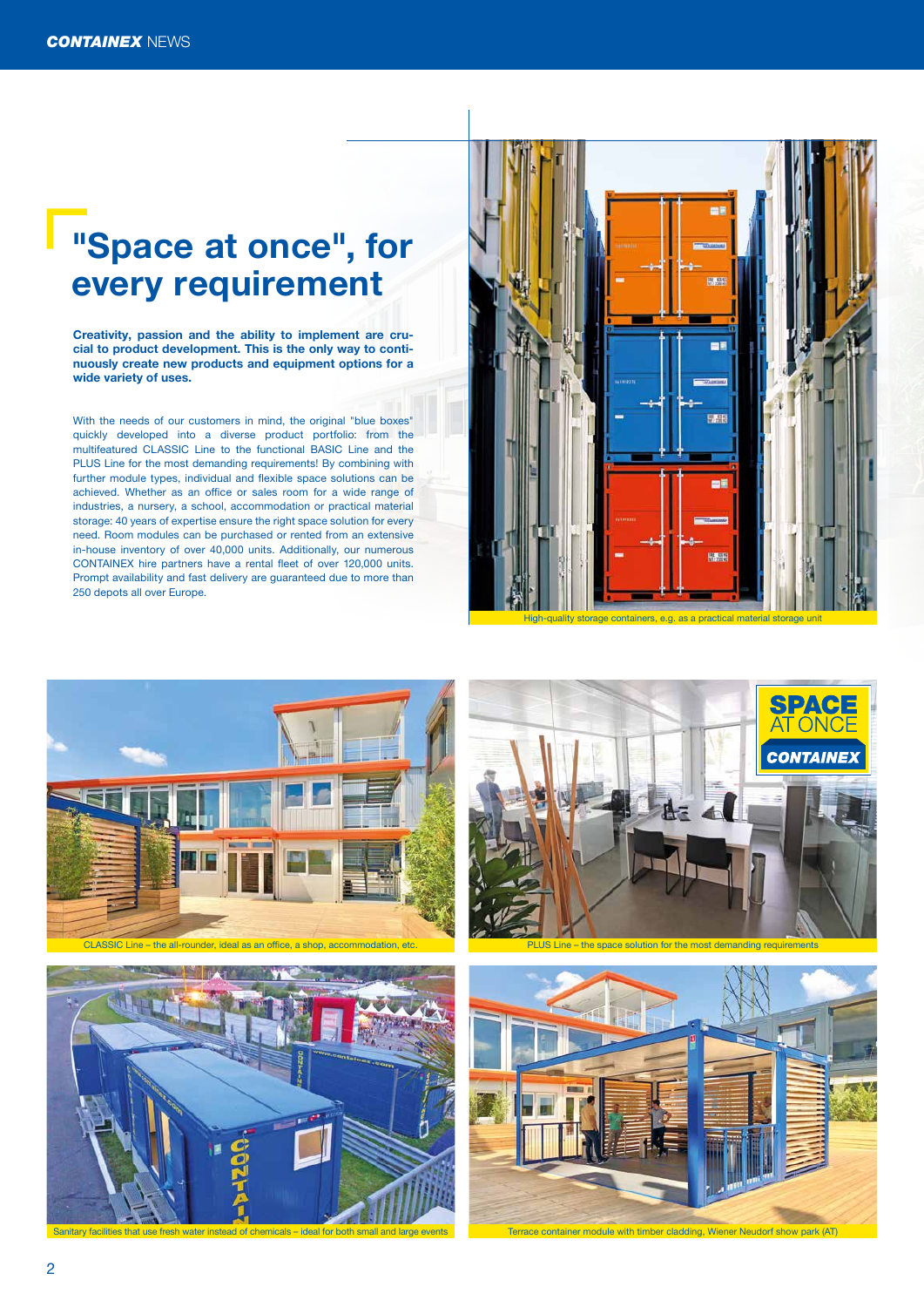# "Space at once", for every requirement

**Creativity, passion and the ability to implement are crucial to product development. This is the only way to continuously create new products and equipment options for a wide variety of uses.**

With the needs of our customers in mind, the original "blue boxes" quickly developed into a diverse product portfolio: from the multifeatured CLASSIC Line to the functional BASIC Line and the PLUS Line for the most demanding requirements! By combining with further module types, individual and flexible space solutions can be achieved. Whether as an office or sales room for a wide range of industries, a nursery, a school, accommodation or practical material storage: 40 years of expertise ensure the right space solution for every need. Room modules can be purchased or rented from an extensive in-house inventory of over 40,000 units. Additionally, our numerous CONTAINEX hire partners have a rental fleet of over 120,000 units. Prompt availability and fast delivery are guaranteed due to more than 250 depots all over Europe.

High-quality storage containers, e.g. as a practical material storage unit

CLASSIC Line – the all-rounder, ideal as an office, a shop, accommodation, etc.

PLUS Line – the space solution for the most demanding requirements

Sanitary facilities that use fresh water instead of chemicals – ideal for both small and large events

Terrace container module with timber cladding, Wiener Neudorf show park (AT)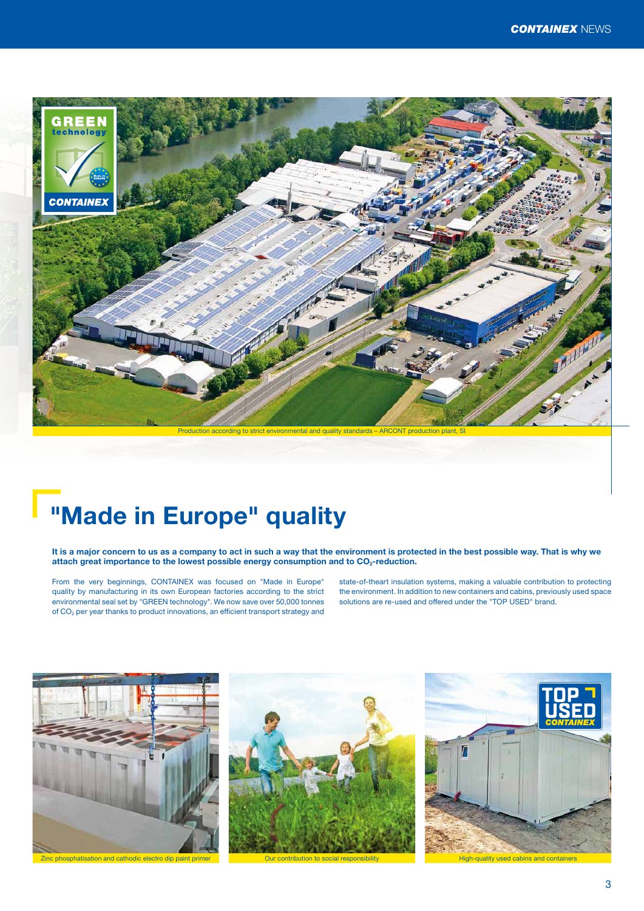Production according to strict environmental and quality standards – ARCONT production plant, SI

# "Made in Europe" quality

**It is a major concern to us as a company to act in such a way that the environment is protected in the best possible way. That is why we attach great importance to the lowest possible energy consumption and to $CO_2$-reduction.**

From the very beginnings, CONTAINEX was focused on "Made in Europe" quality by manufacturing in its own European factories according to the strict environmental seal set by "GREEN technology". We now save over 50,000 tonnes of $CO_2$ per year thanks to product innovations, an efficient transport strategy and state-of-theart insulation systems, making a valuable contribution to protecting the environment. In addition to new containers and cabins, previously used space solutions are re-used and offered under the "TOP USED" brand.

Zinc phosphatisation and cathodic electro dip paint primer

Our contribution to social responsibility

High-quality used cabins and containers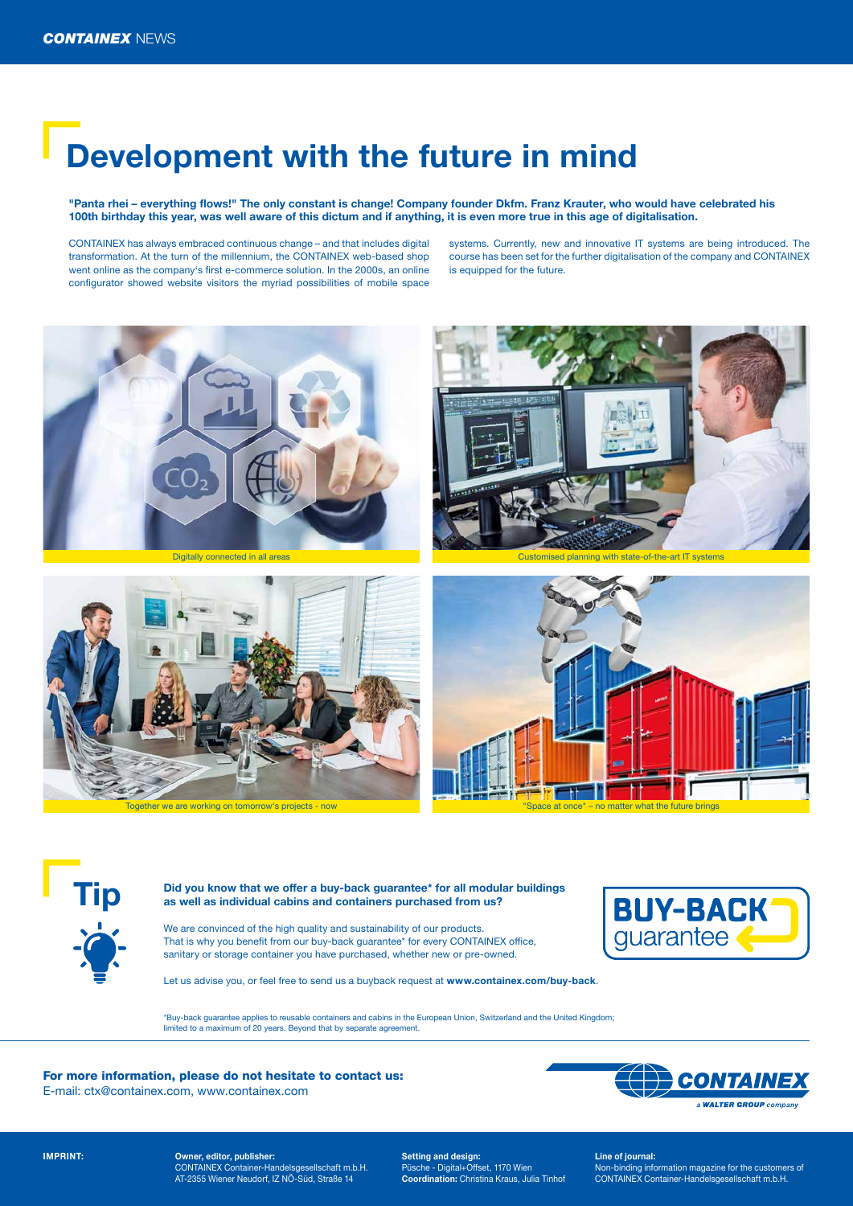# Development with the future in mind

**"Panta rhei – everything flows!" The only constant is change! Company founder Dkfm. Franz Krauter, who would have celebrated his 100th birthday this year, was well aware of this dictum and if anything, it is even more true in this age of digitalisation.**

CONTAINEX has always embraced continuous change – and that includes digital transformation. At the turn of the millennium, the CONTAINEX web-based shop went online as the company's first e-commerce solution. In the 2000s, an online configurator showed website visitors the myriad possibilities of mobile space systems. Currently, new and innovative IT systems are being introduced. The course has been set for the further digitalisation of the company and CONTAINEX is equipped for the future.

Digitally connected in all areas

Customised planning with state-of-the-art IT systems

Together we are working on tomorrow's projects - now

"Space at once" – no matter what the future brings

## Tip

**Did you know that we offer a buy-back guarantee* for all modular buildings as well as individual cabins and containers purchased from us?**

We are convinced of the high quality and sustainability of our products. That is why you benefit from our buy-back guarantee* for every CONTAINEX office, sanitary or storage container you have purchased, whether new or pre-owned.

Let us advise you, or feel free to send us a buyback request at **www.containex.com/buy-back**.

BUY-BACK guarantee

*Buy-back guarantee applies to reusable containers and cabins in the European Union, Switzerland and the United Kingdom; limited to a maximum of 20 years. Beyond that by separate agreement.

**For more information, please do not hesitate to contact us:**
E-mail: ctx@containex.com, www.containex.com

CONTAINEX – a WALTER GROUP company

**IMPRINT:**

**Owner, editor, publisher:**
CONTAINEX Container-Handelsgesellschaft m.b.H.
AT-2355 Wiener Neudorf, IZ NÖ-Süd, Straße 14

**Setting and design:**
Püsche - Digital+Offset, 1170 Wien
**Coordination:** Christina Kraus, Julia Tinhof

**Line of journal:**
Non-binding information magazine for the customers of CONTAINEX Container-Handelsgesellschaft m.b.H.